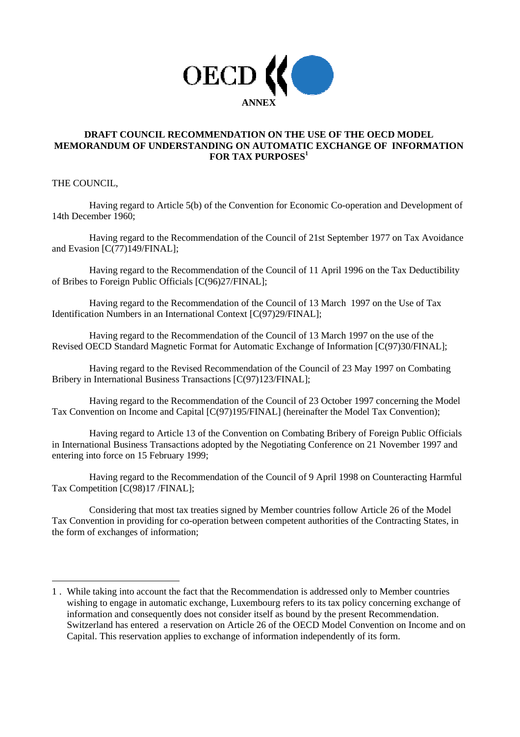OECD

**ANNEX**

# DRAFT COUNCIL RECOMMENDATION ON THE USE OF THE OECD MODEL MEMORANDUM OF UNDERSTANDING ON AUTOMATIC EXCHANGE OF INFORMATION FOR TAX PURPOSES[1]

THE COUNCIL,

Having regard to Article 5(b) of the Convention for Economic Co-operation and Development of 14th December 1960;

Having regard to the Recommendation of the Council of 21st September 1977 on Tax Avoidance and Evasion [C(77)149/FINAL];

Having regard to the Recommendation of the Council of 11 April 1996 on the Tax Deductibility of Bribes to Foreign Public Officials [C(96)27/FINAL];

Having regard to the Recommendation of the Council of 13 March 1997 on the Use of Tax Identification Numbers in an International Context [C(97)29/FINAL];

Having regard to the Recommendation of the Council of 13 March 1997 on the use of the Revised OECD Standard Magnetic Format for Automatic Exchange of Information [C(97)30/FINAL];

Having regard to the Revised Recommendation of the Council of 23 May 1997 on Combating Bribery in International Business Transactions [C(97)123/FINAL];

Having regard to the Recommendation of the Council of 23 October 1997 concerning the Model Tax Convention on Income and Capital [C(97)195/FINAL] (hereinafter the Model Tax Convention);

Having regard to Article 13 of the Convention on Combating Bribery of Foreign Public Officials in International Business Transactions adopted by the Negotiating Conference on 21 November 1997 and entering into force on 15 February 1999;

Having regard to the Recommendation of the Council of 9 April 1998 on Counteracting Harmful Tax Competition [C(98)17 /FINAL];

Considering that most tax treaties signed by Member countries follow Article 26 of the Model Tax Convention in providing for co-operation between competent authorities of the Contracting States, in the form of exchanges of information;

---

1 . While taking into account the fact that the Recommendation is addressed only to Member countries wishing to engage in automatic exchange, Luxembourg refers to its tax policy concerning exchange of information and consequently does not consider itself as bound by the present Recommendation. Switzerland has entered a reservation on Article 26 of the OECD Model Convention on Income and on Capital. This reservation applies to exchange of information independently of its form.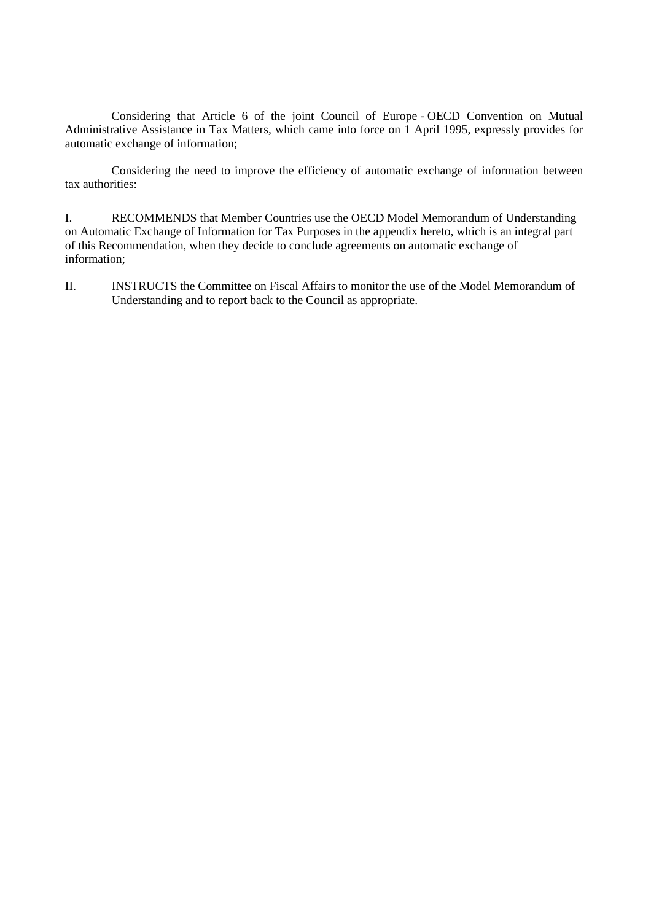Considering that Article 6 of the joint Council of Europe - OECD Convention on Mutual Administrative Assistance in Tax Matters, which came into force on 1 April 1995, expressly provides for automatic exchange of information;

Considering the need to improve the efficiency of automatic exchange of information between tax authorities:

I. RECOMMENDS that Member Countries use the OECD Model Memorandum of Understanding on Automatic Exchange of Information for Tax Purposes in the appendix hereto, which is an integral part of this Recommendation, when they decide to conclude agreements on automatic exchange of information;

II. INSTRUCTS the Committee on Fiscal Affairs to monitor the use of the Model Memorandum of Understanding and to report back to the Council as appropriate.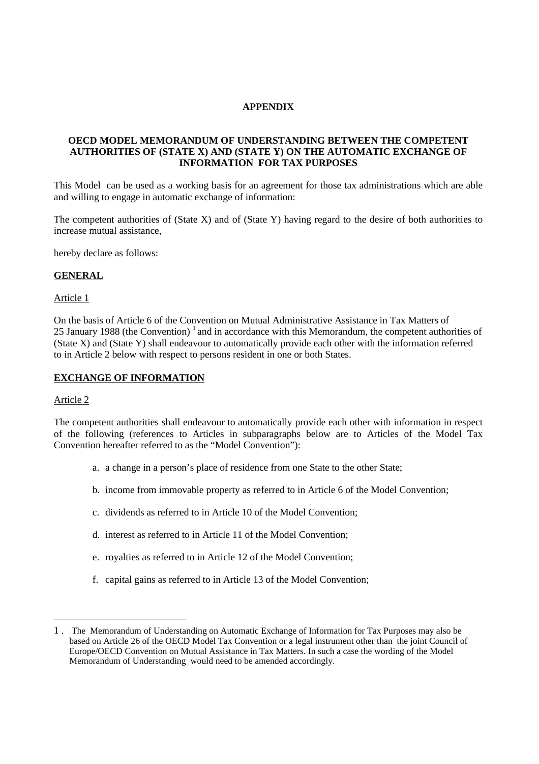**APPENDIX**

**OECD MODEL MEMORANDUM OF UNDERSTANDING BETWEEN THE COMPETENT AUTHORITIES OF (STATE X) AND (STATE Y) ON THE AUTOMATIC EXCHANGE OF INFORMATION FOR TAX PURPOSES**

This Model can be used as a working basis for an agreement for those tax administrations which are able and willing to engage in automatic exchange of information:

The competent authorities of (State X) and of (State Y) having regard to the desire of both authorities to increase mutual assistance,

hereby declare as follows:

**GENERAL**

Article 1

On the basis of Article 6 of the Convention on Mutual Administrative Assistance in Tax Matters of 25 January 1988 (the Convention) [1] and in accordance with this Memorandum, the competent authorities of (State X) and (State Y) shall endeavour to automatically provide each other with the information referred to in Article 2 below with respect to persons resident in one or both States.

**EXCHANGE OF INFORMATION**

Article 2

The competent authorities shall endeavour to automatically provide each other with information in respect of the following (references to Articles in subparagraphs below are to Articles of the Model Tax Convention hereafter referred to as the "Model Convention"):

a. a change in a person's place of residence from one State to the other State;

b. income from immovable property as referred to in Article 6 of the Model Convention;

c. dividends as referred to in Article 10 of the Model Convention;

d. interest as referred to in Article 11 of the Model Convention;

e. royalties as referred to in Article 12 of the Model Convention;

f. capital gains as referred to in Article 13 of the Model Convention;

---

1. The Memorandum of Understanding on Automatic Exchange of Information for Tax Purposes may also be based on Article 26 of the OECD Model Tax Convention or a legal instrument other than the joint Council of Europe/OECD Convention on Mutual Assistance in Tax Matters. In such a case the wording of the Model Memorandum of Understanding would need to be amended accordingly.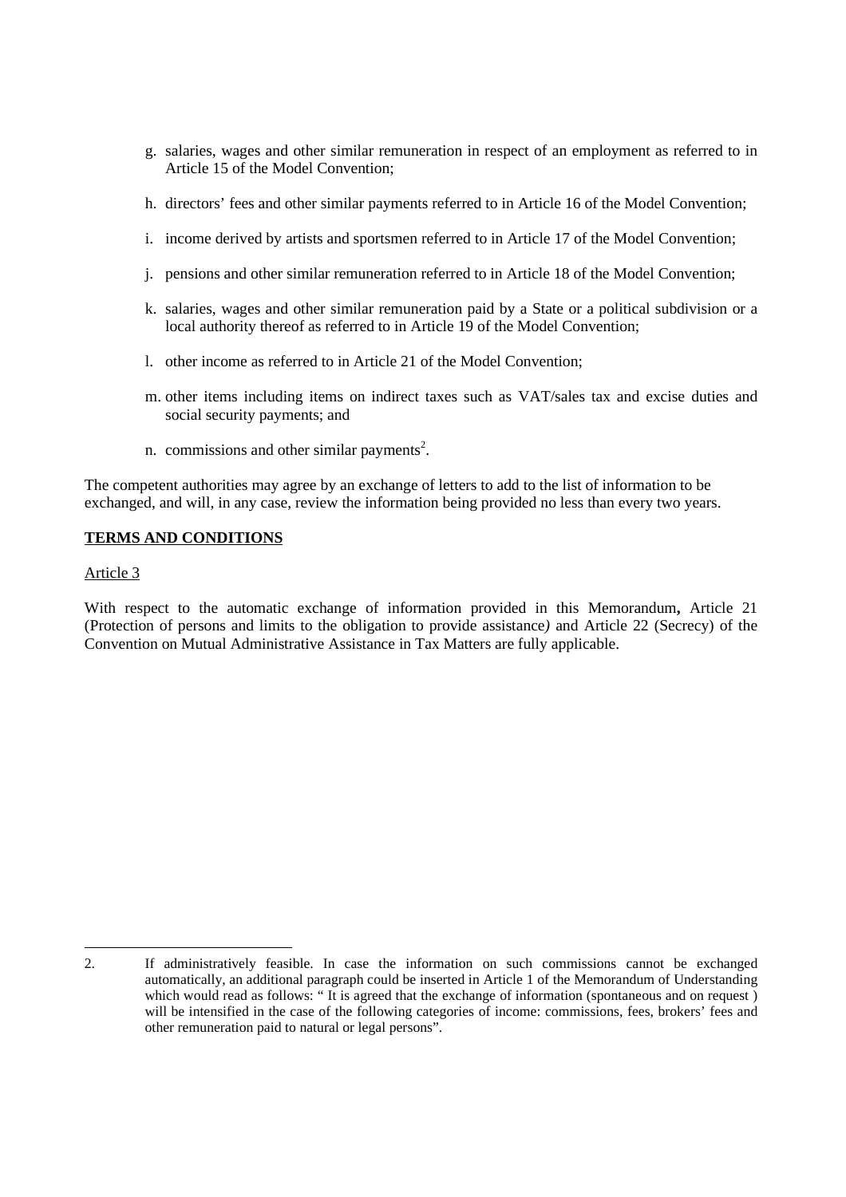g. salaries, wages and other similar remuneration in respect of an employment as referred to in Article 15 of the Model Convention;

h. directors' fees and other similar payments referred to in Article 16 of the Model Convention;

i. income derived by artists and sportsmen referred to in Article 17 of the Model Convention;

j. pensions and other similar remuneration referred to in Article 18 of the Model Convention;

k. salaries, wages and other similar remuneration paid by a State or a political subdivision or a local authority thereof as referred to in Article 19 of the Model Convention;

l. other income as referred to in Article 21 of the Model Convention;

m. other items including items on indirect taxes such as VAT/sales tax and excise duties and social security payments; and

n. commissions and other similar payments[2].

The competent authorities may agree by an exchange of letters to add to the list of information to be exchanged, and will, in any case, review the information being provided no less than every two years.

**TERMS AND CONDITIONS**

Article 3

With respect to the automatic exchange of information provided in this Memorandum**,** Article 21 (Protection of persons and limits to the obligation to provide assistance*)* and Article 22 (Secrecy) of the Convention on Mutual Administrative Assistance in Tax Matters are fully applicable.

---

2. If administratively feasible. In case the information on such commissions cannot be exchanged automatically, an additional paragraph could be inserted in Article 1 of the Memorandum of Understanding which would read as follows: " It is agreed that the exchange of information (spontaneous and on request ) will be intensified in the case of the following categories of income: commissions, fees, brokers' fees and other remuneration paid to natural or legal persons".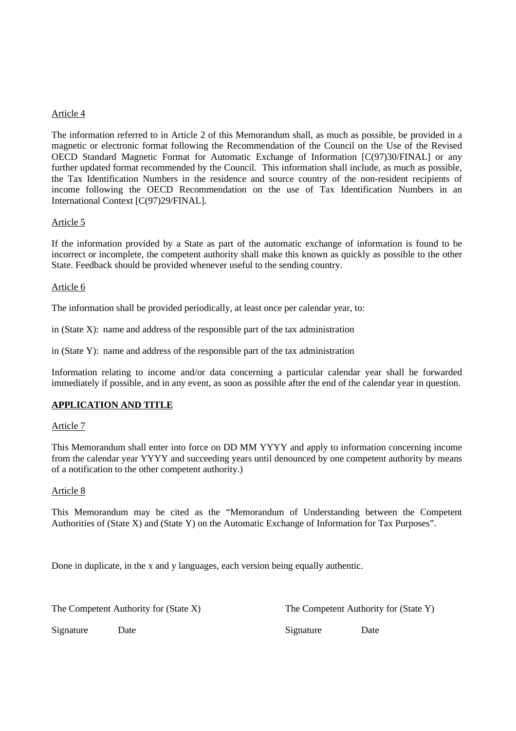Article 4

The information referred to in Article 2 of this Memorandum shall, as much as possible, be provided in a magnetic or electronic format following the Recommendation of the Council on the Use of the Revised OECD Standard Magnetic Format for Automatic Exchange of Information [C(97)30/FINAL] or any further updated format recommended by the Council. This information shall include, as much as possible, the Tax Identification Numbers in the residence and source country of the non-resident recipients of income following the OECD Recommendation on the use of Tax Identification Numbers in an International Context [C(97)29/FINAL].

Article 5

If the information provided by a State as part of the automatic exchange of information is found to be incorrect or incomplete, the competent authority shall make this known as quickly as possible to the other State. Feedback should be provided whenever useful to the sending country.

Article 6

The information shall be provided periodically, at least once per calendar year, to:

in (State X): name and address of the responsible part of the tax administration

in (State Y): name and address of the responsible part of the tax administration

Information relating to income and/or data concerning a particular calendar year shall be forwarded immediately if possible, and in any event, as soon as possible after the end of the calendar year in question.

**APPLICATION AND TITLE**

Article 7

This Memorandum shall enter into force on DD MM YYYY and apply to information concerning income from the calendar year YYYY and succeeding years until denounced by one competent authority by means of a notification to the other competent authority.)

Article 8

This Memorandum may be cited as the "Memorandum of Understanding between the Competent Authorities of (State X) and (State Y) on the Automatic Exchange of Information for Tax Purposes".

Done in duplicate, in the x and y languages, each version being equally authentic.

| | |
|---|---|
| The Competent Authority for (State X) | The Competent Authority for (State Y) |
| Signature Date | Signature Date |